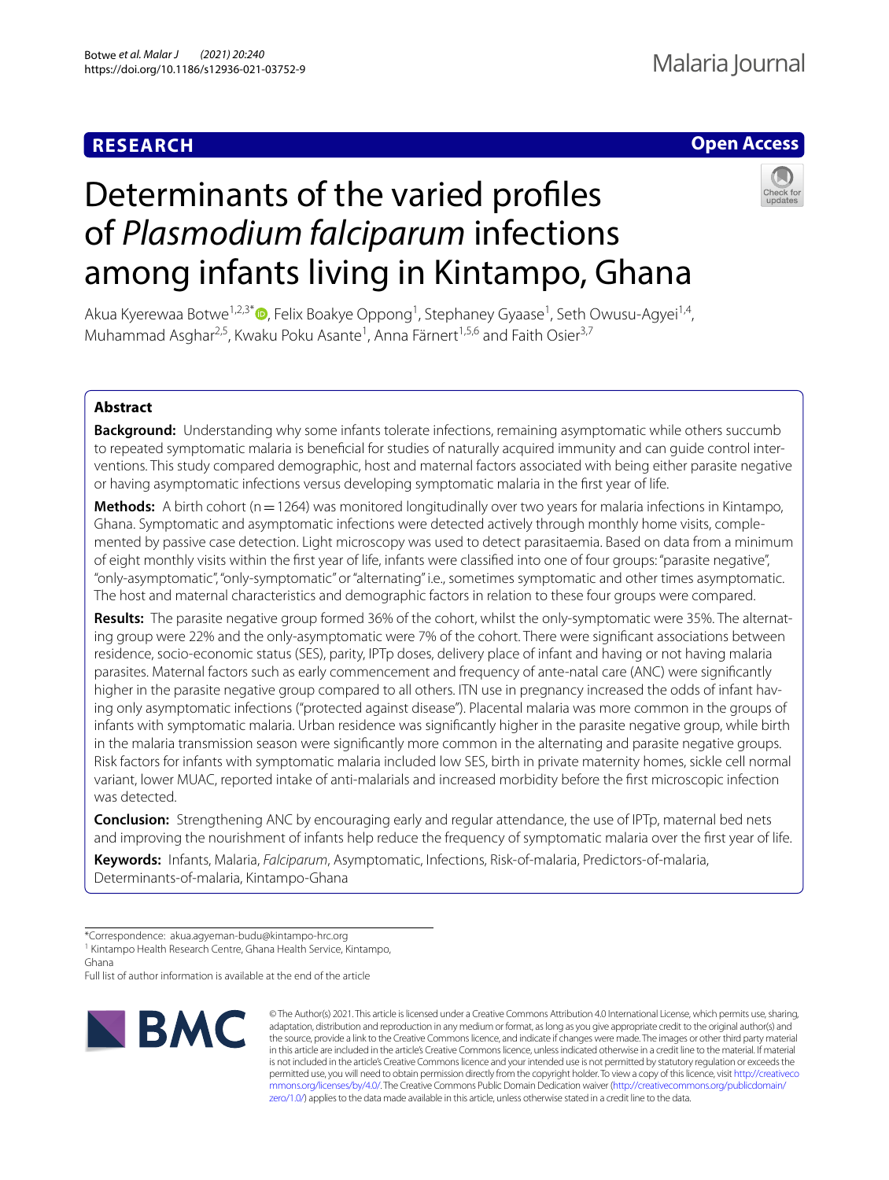RESEARCH

Open Access

# Determinants of the varied profiles of *Plasmodium falciparum* infections among infants living in Kintampo, Ghana

Akua Kyerewaa Botwe[1,2,3*], Felix Boakye Oppong[1], Stephaney Gyaase[1], Seth Owusu‑Agyei[1,4], Muhammad Asghar[2,5], Kwaku Poku Asante[1], Anna Färnert[1,5,6] and Faith Osier[3,7]

## Abstract

**Background:** Understanding why some infants tolerate infections, remaining asymptomatic while others succumb to repeated symptomatic malaria is beneficial for studies of naturally acquired immunity and can guide control interventions. This study compared demographic, host and maternal factors associated with being either parasite negative or having asymptomatic infections versus developing symptomatic malaria in the first year of life.

**Methods:** A birth cohort (n = 1264) was monitored longitudinally over two years for malaria infections in Kintampo, Ghana. Symptomatic and asymptomatic infections were detected actively through monthly home visits, complemented by passive case detection. Light microscopy was used to detect parasitaemia. Based on data from a minimum of eight monthly visits within the first year of life, infants were classified into one of four groups: "parasite negative", "only-asymptomatic", "only-symptomatic" or "alternating" i.e., sometimes symptomatic and other times asymptomatic. The host and maternal characteristics and demographic factors in relation to these four groups were compared.

**Results:** The parasite negative group formed 36% of the cohort, whilst the only-symptomatic were 35%. The alternating group were 22% and the only-asymptomatic were 7% of the cohort. There were significant associations between residence, socio-economic status (SES), parity, IPTp doses, delivery place of infant and having or not having malaria parasites. Maternal factors such as early commencement and frequency of ante-natal care (ANC) were significantly higher in the parasite negative group compared to all others. ITN use in pregnancy increased the odds of infant having only asymptomatic infections ("protected against disease"). Placental malaria was more common in the groups of infants with symptomatic malaria. Urban residence was significantly higher in the parasite negative group, while birth in the malaria transmission season were significantly more common in the alternating and parasite negative groups. Risk factors for infants with symptomatic malaria included low SES, birth in private maternity homes, sickle cell normal variant, lower MUAC, reported intake of anti-malarials and increased morbidity before the first microscopic infection was detected.

**Conclusion:** Strengthening ANC by encouraging early and regular attendance, the use of IPTp, maternal bed nets and improving the nourishment of infants help reduce the frequency of symptomatic malaria over the first year of life.

**Keywords:** Infants, Malaria, *Falciparum*, Asymptomatic, Infections, Risk-of-malaria, Predictors-of-malaria, Determinants-of-malaria, Kintampo-Ghana

*Correspondence: akua.agyeman-budu@kintampo-hrc.org
[1] Kintampo Health Research Centre, Ghana Health Service, Kintampo, Ghana
Full list of author information is available at the end of the article

© The Author(s) 2021. This article is licensed under a Creative Commons Attribution 4.0 International License, which permits use, sharing, adaptation, distribution and reproduction in any medium or format, as long as you give appropriate credit to the original author(s) and the source, provide a link to the Creative Commons licence, and indicate if changes were made. The images or other third party material in this article are included in the article's Creative Commons licence, unless indicated otherwise in a credit line to the material. If material is not included in the article's Creative Commons licence and your intended use is not permitted by statutory regulation or exceeds the permitted use, you will need to obtain permission directly from the copyright holder. To view a copy of this licence, visit http://creativecommons.org/licenses/by/4.0/. The Creative Commons Public Domain Dedication waiver (http://creativecommons.org/publicdomain/zero/1.0/) applies to the data made available in this article, unless otherwise stated in a credit line to the data.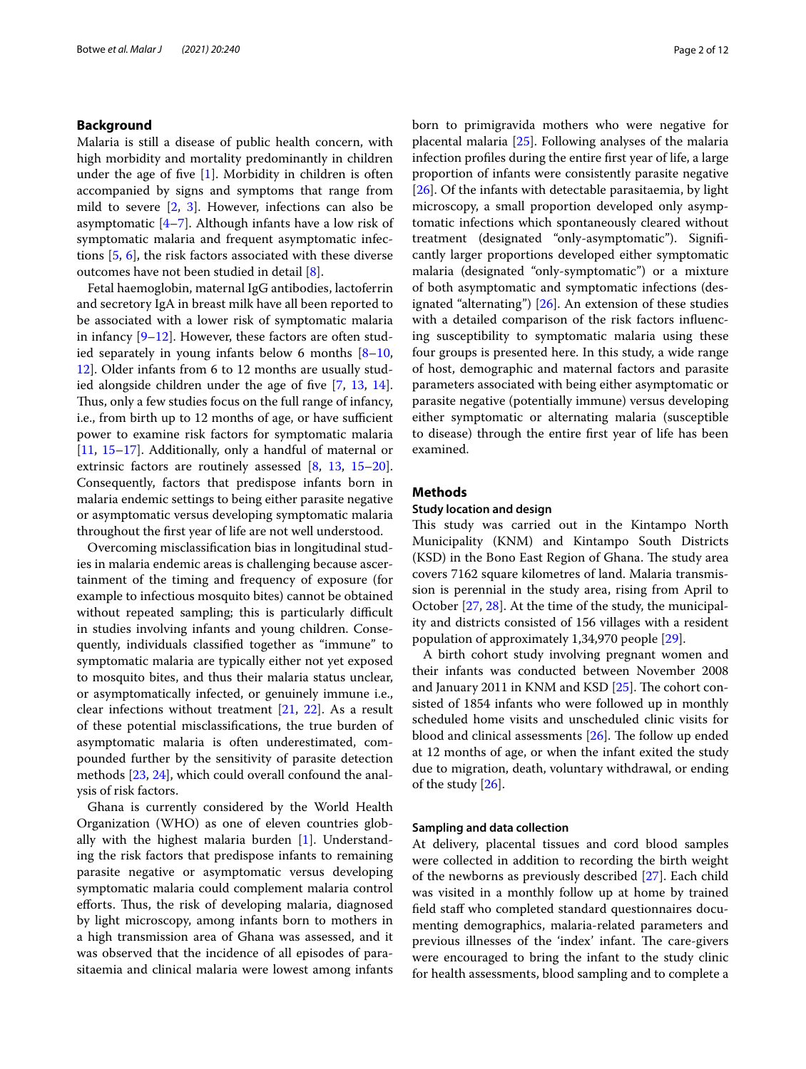## Background

Malaria is still a disease of public health concern, with high morbidity and mortality predominantly in children under the age of five [1]. Morbidity in children is often accompanied by signs and symptoms that range from mild to severe [2, 3]. However, infections can also be asymptomatic [4–7]. Although infants have a low risk of symptomatic malaria and frequent asymptomatic infections [5, 6], the risk factors associated with these diverse outcomes have not been studied in detail [8].

Fetal haemoglobin, maternal IgG antibodies, lactoferrin and secretory IgA in breast milk have all been reported to be associated with a lower risk of symptomatic malaria in infancy [9–12]. However, these factors are often studied separately in young infants below 6 months [8–10, 12]. Older infants from 6 to 12 months are usually studied alongside children under the age of five [7, 13, 14]. Thus, only a few studies focus on the full range of infancy, i.e., from birth up to 12 months of age, or have sufficient power to examine risk factors for symptomatic malaria [11, 15–17]. Additionally, only a handful of maternal or extrinsic factors are routinely assessed [8, 13, 15–20]. Consequently, factors that predispose infants born in malaria endemic settings to being either parasite negative or asymptomatic versus developing symptomatic malaria throughout the first year of life are not well understood.

Overcoming misclassification bias in longitudinal studies in malaria endemic areas is challenging because ascertainment of the timing and frequency of exposure (for example to infectious mosquito bites) cannot be obtained without repeated sampling; this is particularly difficult in studies involving infants and young children. Consequently, individuals classified together as "immune" to symptomatic malaria are typically either not yet exposed to mosquito bites, and thus their malaria status unclear, or asymptomatically infected, or genuinely immune i.e., clear infections without treatment [21, 22]. As a result of these potential misclassifications, the true burden of asymptomatic malaria is often underestimated, compounded further by the sensitivity of parasite detection methods [23, 24], which could overall confound the analysis of risk factors.

Ghana is currently considered by the World Health Organization (WHO) as one of eleven countries globally with the highest malaria burden [1]. Understanding the risk factors that predispose infants to remaining parasite negative or asymptomatic versus developing symptomatic malaria could complement malaria control efforts. Thus, the risk of developing malaria, diagnosed by light microscopy, among infants born to mothers in a high transmission area of Ghana was assessed, and it was observed that the incidence of all episodes of parasitaemia and clinical malaria were lowest among infants born to primigravida mothers who were negative for placental malaria [25]. Following analyses of the malaria infection profiles during the entire first year of life, a large proportion of infants were consistently parasite negative [26]. Of the infants with detectable parasitaemia, by light microscopy, a small proportion developed only asymptomatic infections which spontaneously cleared without treatment (designated "only-asymptomatic"). Significantly larger proportions developed either symptomatic malaria (designated "only-symptomatic") or a mixture of both asymptomatic and symptomatic infections (designated "alternating") [26]. An extension of these studies with a detailed comparison of the risk factors influencing susceptibility to symptomatic malaria using these four groups is presented here. In this study, a wide range of host, demographic and maternal factors and parasite parameters associated with being either asymptomatic or parasite negative (potentially immune) versus developing either symptomatic or alternating malaria (susceptible to disease) through the entire first year of life has been examined.

## Methods

### Study location and design

This study was carried out in the Kintampo North Municipality (KNM) and Kintampo South Districts (KSD) in the Bono East Region of Ghana. The study area covers 7162 square kilometres of land. Malaria transmission is perennial in the study area, rising from April to October [27, 28]. At the time of the study, the municipality and districts consisted of 156 villages with a resident population of approximately 1,34,970 people [29].

A birth cohort study involving pregnant women and their infants was conducted between November 2008 and January 2011 in KNM and KSD [25]. The cohort consisted of 1854 infants who were followed up in monthly scheduled home visits and unscheduled clinic visits for blood and clinical assessments [26]. The follow up ended at 12 months of age, or when the infant exited the study due to migration, death, voluntary withdrawal, or ending of the study [26].

### Sampling and data collection

At delivery, placental tissues and cord blood samples were collected in addition to recording the birth weight of the newborns as previously described [27]. Each child was visited in a monthly follow up at home by trained field staff who completed standard questionnaires documenting demographics, malaria-related parameters and previous illnesses of the 'index' infant. The care-givers were encouraged to bring the infant to the study clinic for health assessments, blood sampling and to complete a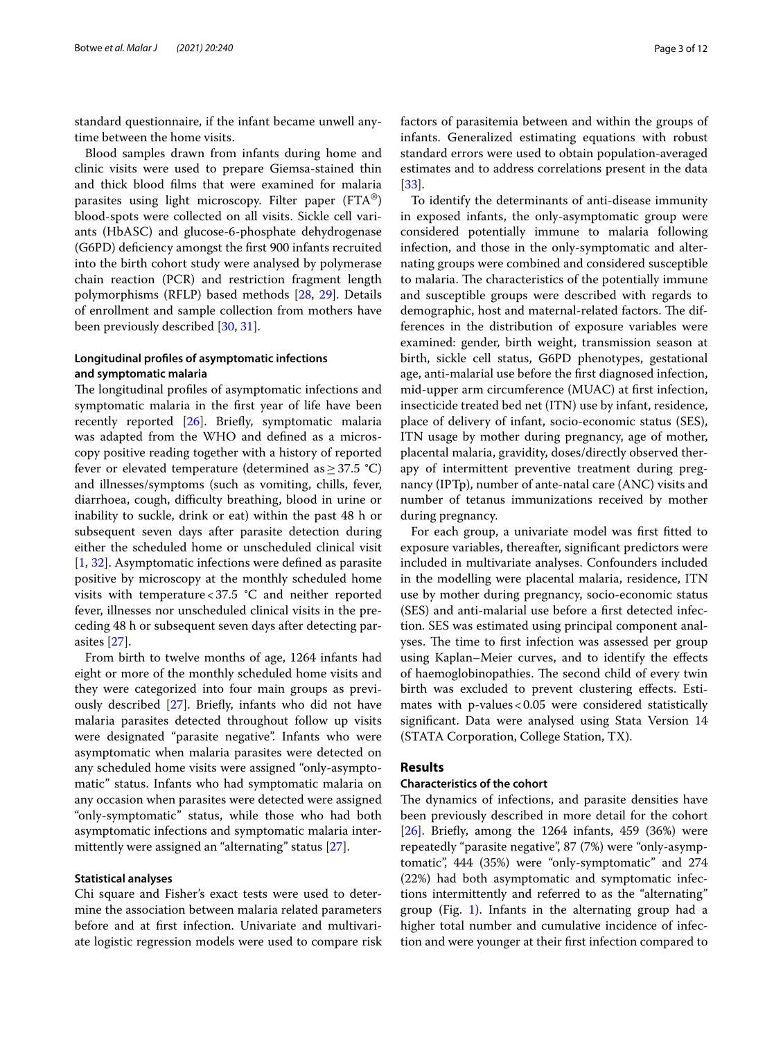standard questionnaire, if the infant became unwell anytime between the home visits.

Blood samples drawn from infants during home and clinic visits were used to prepare Giemsa-stained thin and thick blood films that were examined for malaria parasites using light microscopy. Filter paper (FTA®) blood-spots were collected on all visits. Sickle cell variants (HbASC) and glucose-6-phosphate dehydrogenase (G6PD) deficiency amongst the first 900 infants recruited into the birth cohort study were analysed by polymerase chain reaction (PCR) and restriction fragment length polymorphisms (RFLP) based methods [28, 29]. Details of enrollment and sample collection from mothers have been previously described [30, 31].

### Longitudinal profiles of asymptomatic infections and symptomatic malaria

The longitudinal profiles of asymptomatic infections and symptomatic malaria in the first year of life have been recently reported [26]. Briefly, symptomatic malaria was adapted from the WHO and defined as a microscopy positive reading together with a history of reported fever or elevated temperature (determined as ≥ 37.5 °C) and illnesses/symptoms (such as vomiting, chills, fever, diarrhoea, cough, difficulty breathing, blood in urine or inability to suckle, drink or eat) within the past 48 h or subsequent seven days after parasite detection during either the scheduled home or unscheduled clinical visit [1, 32]. Asymptomatic infections were defined as parasite positive by microscopy at the monthly scheduled home visits with temperature < 37.5 °C and neither reported fever, illnesses nor unscheduled clinical visits in the preceding 48 h or subsequent seven days after detecting parasites [27].

From birth to twelve months of age, 1264 infants had eight or more of the monthly scheduled home visits and they were categorized into four main groups as previously described [27]. Briefly, infants who did not have malaria parasites detected throughout follow up visits were designated "parasite negative". Infants who were asymptomatic when malaria parasites were detected on any scheduled home visits were assigned "only-asymptomatic" status. Infants who had symptomatic malaria on any occasion when parasites were detected were assigned "only-symptomatic" status, while those who had both asymptomatic infections and symptomatic malaria intermittently were assigned an "alternating" status [27].

### Statistical analyses

Chi square and Fisher's exact tests were used to determine the association between malaria related parameters before and at first infection. Univariate and multivariate logistic regression models were used to compare risk factors of parasitemia between and within the groups of infants. Generalized estimating equations with robust standard errors were used to obtain population-averaged estimates and to address correlations present in the data [33].

To identify the determinants of anti-disease immunity in exposed infants, the only-asymptomatic group were considered potentially immune to malaria following infection, and those in the only-symptomatic and alternating groups were combined and considered susceptible to malaria. The characteristics of the potentially immune and susceptible groups were described with regards to demographic, host and maternal-related factors. The differences in the distribution of exposure variables were examined: gender, birth weight, transmission season at birth, sickle cell status, G6PD phenotypes, gestational age, anti-malarial use before the first diagnosed infection, mid-upper arm circumference (MUAC) at first infection, insecticide treated bed net (ITN) use by infant, residence, place of delivery of infant, socio-economic status (SES), ITN usage by mother during pregnancy, age of mother, placental malaria, gravidity, doses/directly observed therapy of intermittent preventive treatment during pregnancy (IPTp), number of ante-natal care (ANC) visits and number of tetanus immunizations received by mother during pregnancy.

For each group, a univariate model was first fitted to exposure variables, thereafter, significant predictors were included in multivariate analyses. Confounders included in the modelling were placental malaria, residence, ITN use by mother during pregnancy, socio-economic status (SES) and anti-malarial use before a first detected infection. SES was estimated using principal component analyses. The time to first infection was assessed per group using Kaplan–Meier curves, and to identify the effects of haemoglobinopathies. The second child of every twin birth was excluded to prevent clustering effects. Estimates with p-values < 0.05 were considered statistically significant. Data were analysed using Stata Version 14 (STATA Corporation, College Station, TX).

## Results

### Characteristics of the cohort

The dynamics of infections, and parasite densities have been previously described in more detail for the cohort [26]. Briefly, among the 1264 infants, 459 (36%) were repeatedly "parasite negative", 87 (7%) were "only-asymptomatic", 444 (35%) were "only-symptomatic" and 274 (22%) had both asymptomatic and symptomatic infections intermittently and referred to as the "alternating" group (Fig. 1). Infants in the alternating group had a higher total number and cumulative incidence of infection and were younger at their first infection compared to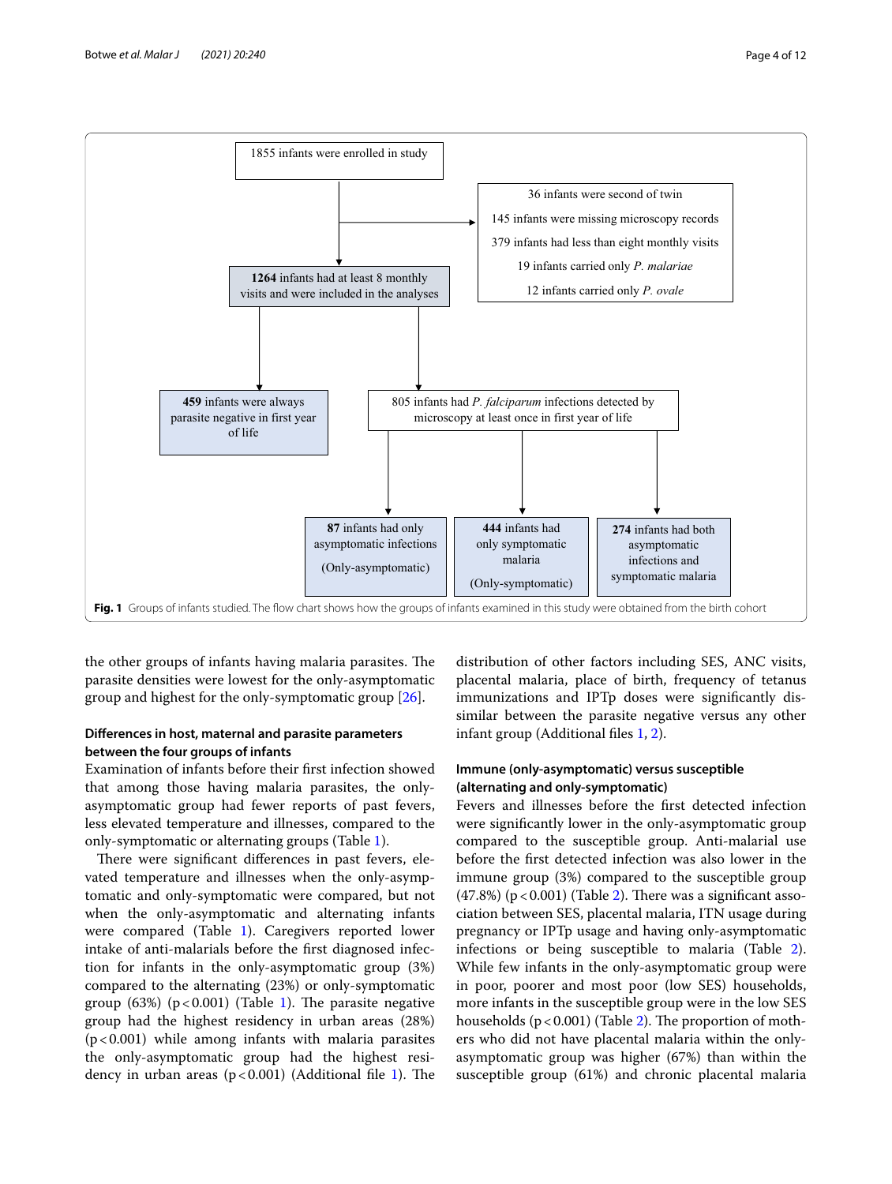1855 infants were enrolled in study

36 infants were second of twin
145 infants were missing microscopy records
379 infants had less than eight monthly visits
19 infants carried only *P. malariae*
12 infants carried only *P. ovale*

**1264** infants had at least 8 monthly visits and were included in the analyses

**459** infants were always parasite negative in first year of life

805 infants had *P. falciparum* infections detected by microscopy at least once in first year of life

**87** infants had only asymptomatic infections (Only-asymptomatic)

**444** infants had only symptomatic malaria (Only-symptomatic)

**274** infants had both asymptomatic infections and symptomatic malaria

**Fig. 1** Groups of infants studied. The flow chart shows how the groups of infants examined in this study were obtained from the birth cohort

the other groups of infants having malaria parasites. The parasite densities were lowest for the only-asymptomatic group and highest for the only-symptomatic group [26].

### Differences in host, maternal and parasite parameters between the four groups of infants

Examination of infants before their first infection showed that among those having malaria parasites, the only-asymptomatic group had fewer reports of past fevers, less elevated temperature and illnesses, compared to the only-symptomatic or alternating groups (Table 1).

There were significant differences in past fevers, elevated temperature and illnesses when the only-asymptomatic and only-symptomatic were compared, but not when the only-asymptomatic and alternating infants were compared (Table 1). Caregivers reported lower intake of anti-malarials before the first diagnosed infection for infants in the only-asymptomatic group (3%) compared to the alternating (23%) or only-symptomatic group (63%) ($p < 0.001$) (Table 1). The parasite negative group had the highest residency in urban areas (28%) ($p < 0.001$) while among infants with malaria parasites the only-asymptomatic group had the highest residency in urban areas ($p < 0.001$) (Additional file 1). The distribution of other factors including SES, ANC visits, placental malaria, place of birth, frequency of tetanus immunizations and IPTp doses were significantly dissimilar between the parasite negative versus any other infant group (Additional files 1, 2).

### Immune (only-asymptomatic) versus susceptible (alternating and only-symptomatic)

Fevers and illnesses before the first detected infection were significantly lower in the only-asymptomatic group compared to the susceptible group. Anti-malarial use before the first detected infection was also lower in the immune group (3%) compared to the susceptible group (47.8%) ($p < 0.001$) (Table 2). There was a significant association between SES, placental malaria, ITN usage during pregnancy or IPTp usage and having only-asymptomatic infections or being susceptible to malaria (Table 2). While few infants in the only-asymptomatic group were in poor, poorer and most poor (low SES) households, more infants in the susceptible group were in the low SES households ($p < 0.001$) (Table 2). The proportion of mothers who did not have placental malaria within the only-asymptomatic group was higher (67%) than within the susceptible group (61%) and chronic placental malaria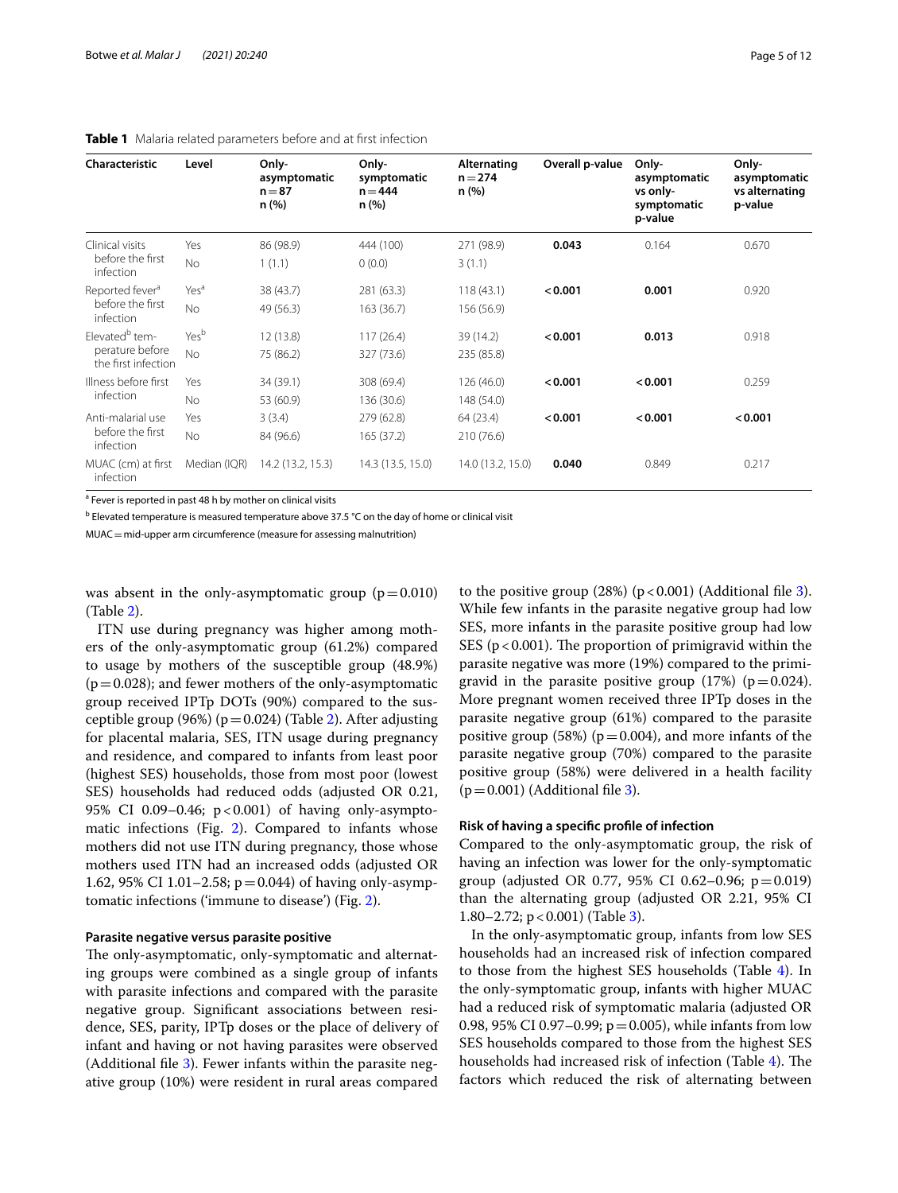**Table 1** Malaria related parameters before and at first infection

| Characteristic | Level | Only-asymptomatic n = 87 n (%) | Only-symptomatic n = 444 n (%) | Alternating n = 274 n (%) | Overall p-value | Only-asymptomatic vs only-symptomatic p-value | Only-asymptomatic vs alternating p-value |
|---|---|---|---|---|---|---|---|
| Clinical visits before the first infection | Yes | 86 (98.9) | 444 (100) | 271 (98.9) | **0.043** | 0.164 | 0.670 |
| | No | 1 (1.1) | 0 (0.0) | 3 (1.1) | | | |
| Reported fever[a] before the first infection | Yes[a] | 38 (43.7) | 281 (63.3) | 118 (43.1) | **< 0.001** | **0.001** | 0.920 |
| | No | 49 (56.3) | 163 (36.7) | 156 (56.9) | | | |
| Elevated[b] temperature before the first infection | Yes[b] | 12 (13.8) | 117 (26.4) | 39 (14.2) | **< 0.001** | **0.013** | 0.918 |
| | No | 75 (86.2) | 327 (73.6) | 235 (85.8) | | | |
| Illness before first infection | Yes | 34 (39.1) | 308 (69.4) | 126 (46.0) | **< 0.001** | **< 0.001** | 0.259 |
| | No | 53 (60.9) | 136 (30.6) | 148 (54.0) | | | |
| Anti-malarial use before the first infection | Yes | 3 (3.4) | 279 (62.8) | 64 (23.4) | **< 0.001** | **< 0.001** | **< 0.001** |
| | No | 84 (96.6) | 165 (37.2) | 210 (76.6) | | | |
| MUAC (cm) at first infection | Median (IQR) | 14.2 (13.2, 15.3) | 14.3 (13.5, 15.0) | 14.0 (13.2, 15.0) | **0.040** | 0.849 | 0.217 |

[a] Fever is reported in past 48 h by mother on clinical visits

[b] Elevated temperature is measured temperature above 37.5 °C on the day of home or clinical visit

MUAC = mid-upper arm circumference (measure for assessing malnutrition)

was absent in the only-asymptomatic group (p = 0.010) (Table 2).

ITN use during pregnancy was higher among mothers of the only-asymptomatic group (61.2%) compared to usage by mothers of the susceptible group (48.9%) (p = 0.028); and fewer mothers of the only-asymptomatic group received IPTp DOTs (90%) compared to the susceptible group (96%) (p = 0.024) (Table 2). After adjusting for placental malaria, SES, ITN usage during pregnancy and residence, and compared to infants from least poor (highest SES) households, those from most poor (lowest SES) households had reduced odds (adjusted OR 0.21, 95% CI 0.09–0.46; p < 0.001) of having only-asymptomatic infections (Fig. 2). Compared to infants whose mothers did not use ITN during pregnancy, those whose mothers used ITN had an increased odds (adjusted OR 1.62, 95% CI 1.01–2.58; p = 0.044) of having only-asymptomatic infections ('immune to disease') (Fig. 2).

#### Parasite negative versus parasite positive

The only-asymptomatic, only-symptomatic and alternating groups were combined as a single group of infants with parasite infections and compared with the parasite negative group. Significant associations between residence, SES, parity, IPTp doses or the place of delivery of infant and having or not having parasites were observed (Additional file 3). Fewer infants within the parasite negative group (10%) were resident in rural areas compared to the positive group (28%) (p < 0.001) (Additional file 3). While few infants in the parasite negative group had low SES, more infants in the parasite positive group had low SES (p < 0.001). The proportion of primigravid within the parasite negative was more (19%) compared to the primigravid in the parasite positive group (17%) (p = 0.024). More pregnant women received three IPTp doses in the parasite negative group (61%) compared to the parasite positive group (58%) (p = 0.004), and more infants of the parasite negative group (70%) compared to the parasite positive group (58%) were delivered in a health facility (p = 0.001) (Additional file 3).

#### Risk of having a specific profile of infection

Compared to the only-asymptomatic group, the risk of having an infection was lower for the only-symptomatic group (adjusted OR 0.77, 95% CI 0.62–0.96; p = 0.019) than the alternating group (adjusted OR 2.21, 95% CI 1.80–2.72; p < 0.001) (Table 3).

In the only-asymptomatic group, infants from low SES households had an increased risk of infection compared to those from the highest SES households (Table 4). In the only-symptomatic group, infants with higher MUAC had a reduced risk of symptomatic malaria (adjusted OR 0.98, 95% CI 0.97–0.99; p = 0.005), while infants from low SES households compared to those from the highest SES households had increased risk of infection (Table 4). The factors which reduced the risk of alternating between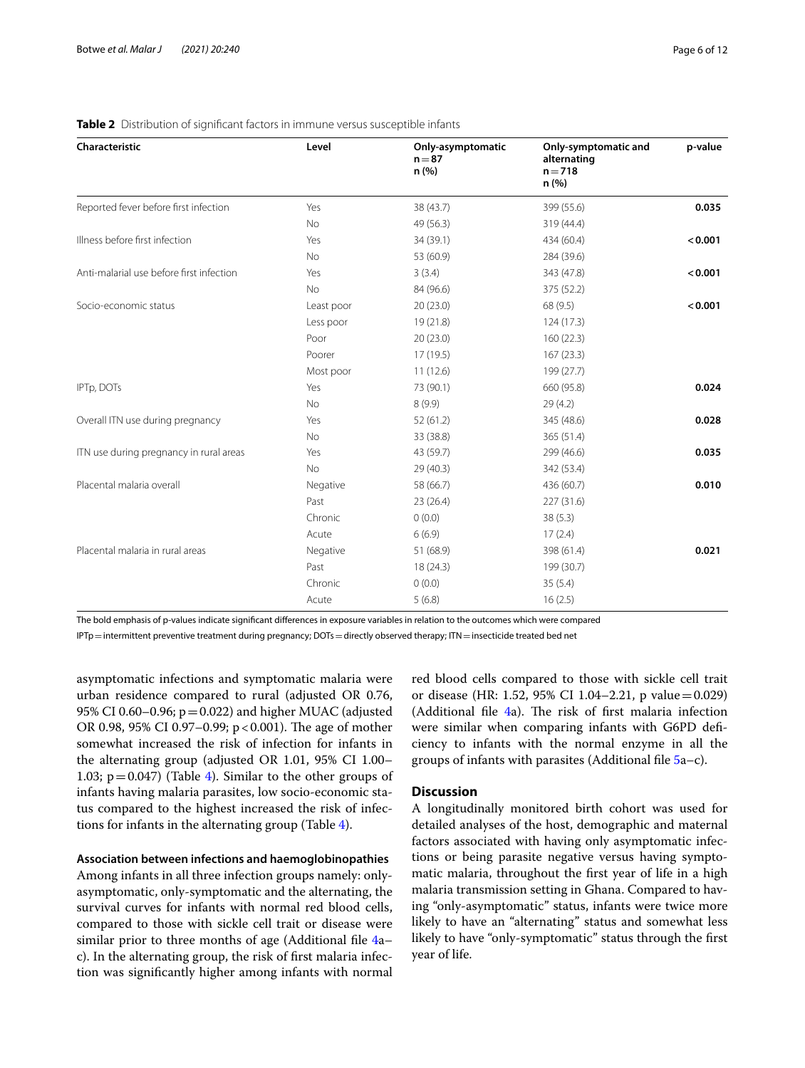**Table 2** Distribution of significant factors in immune versus susceptible infants

| Characteristic | Level | Only-asymptomatic n = 87 n (%) | Only-symptomatic and alternating n = 718 n (%) | p-value |
|---|---|---|---|---|
| Reported fever before first infection | Yes | 38 (43.7) | 399 (55.6) | **0.035** |
| | No | 49 (56.3) | 319 (44.4) | |
| Illness before first infection | Yes | 34 (39.1) | 434 (60.4) | **< 0.001** |
| | No | 53 (60.9) | 284 (39.6) | |
| Anti-malarial use before first infection | Yes | 3 (3.4) | 343 (47.8) | **< 0.001** |
| | No | 84 (96.6) | 375 (52.2) | |
| Socio-economic status | Least poor | 20 (23.0) | 68 (9.5) | **< 0.001** |
| | Less poor | 19 (21.8) | 124 (17.3) | |
| | Poor | 20 (23.0) | 160 (22.3) | |
| | Poorer | 17 (19.5) | 167 (23.3) | |
| | Most poor | 11 (12.6) | 199 (27.7) | |
| IPTp, DOTs | Yes | 73 (90.1) | 660 (95.8) | **0.024** |
| | No | 8 (9.9) | 29 (4.2) | |
| Overall ITN use during pregnancy | Yes | 52 (61.2) | 345 (48.6) | **0.028** |
| | No | 33 (38.8) | 365 (51.4) | |
| ITN use during pregnancy in rural areas | Yes | 43 (59.7) | 299 (46.6) | **0.035** |
| | No | 29 (40.3) | 342 (53.4) | |
| Placental malaria overall | Negative | 58 (66.7) | 436 (60.7) | **0.010** |
| | Past | 23 (26.4) | 227 (31.6) | |
| | Chronic | 0 (0.0) | 38 (5.3) | |
| | Acute | 6 (6.9) | 17 (2.4) | |
| Placental malaria in rural areas | Negative | 51 (68.9) | 398 (61.4) | **0.021** |
| | Past | 18 (24.3) | 199 (30.7) | |
| | Chronic | 0 (0.0) | 35 (5.4) | |
| | Acute | 5 (6.8) | 16 (2.5) | |

The bold emphasis of p-values indicate significant differences in exposure variables in relation to the outcomes which were compared

IPTp = intermittent preventive treatment during pregnancy; DOTs = directly observed therapy; ITN = insecticide treated bed net

asymptomatic infections and symptomatic malaria were urban residence compared to rural (adjusted OR 0.76, 95% CI 0.60–0.96; p = 0.022) and higher MUAC (adjusted OR 0.98, 95% CI 0.97–0.99; p < 0.001). The age of mother somewhat increased the risk of infection for infants in the alternating group (adjusted OR 1.01, 95% CI 1.00–1.03; p = 0.047) (Table 4). Similar to the other groups of infants having malaria parasites, low socio-economic status compared to the highest increased the risk of infections for infants in the alternating group (Table 4).

### Association between infections and haemoglobinopathies

Among infants in all three infection groups namely: only-asymptomatic, only-symptomatic and the alternating, the survival curves for infants with normal red blood cells, compared to those with sickle cell trait or disease were similar prior to three months of age (Additional file 4a–c). In the alternating group, the risk of first malaria infection was significantly higher among infants with normal red blood cells compared to those with sickle cell trait or disease (HR: 1.52, 95% CI 1.04–2.21, p value = 0.029) (Additional file 4a). The risk of first malaria infection were similar when comparing infants with G6PD deficiency to infants with the normal enzyme in all the groups of infants with parasites (Additional file 5a–c).

## Discussion

A longitudinally monitored birth cohort was used for detailed analyses of the host, demographic and maternal factors associated with having only asymptomatic infections or being parasite negative versus having symptomatic malaria, throughout the first year of life in a high malaria transmission setting in Ghana. Compared to having "only-asymptomatic" status, infants were twice more likely to have an "alternating" status and somewhat less likely to have "only-symptomatic" status through the first year of life.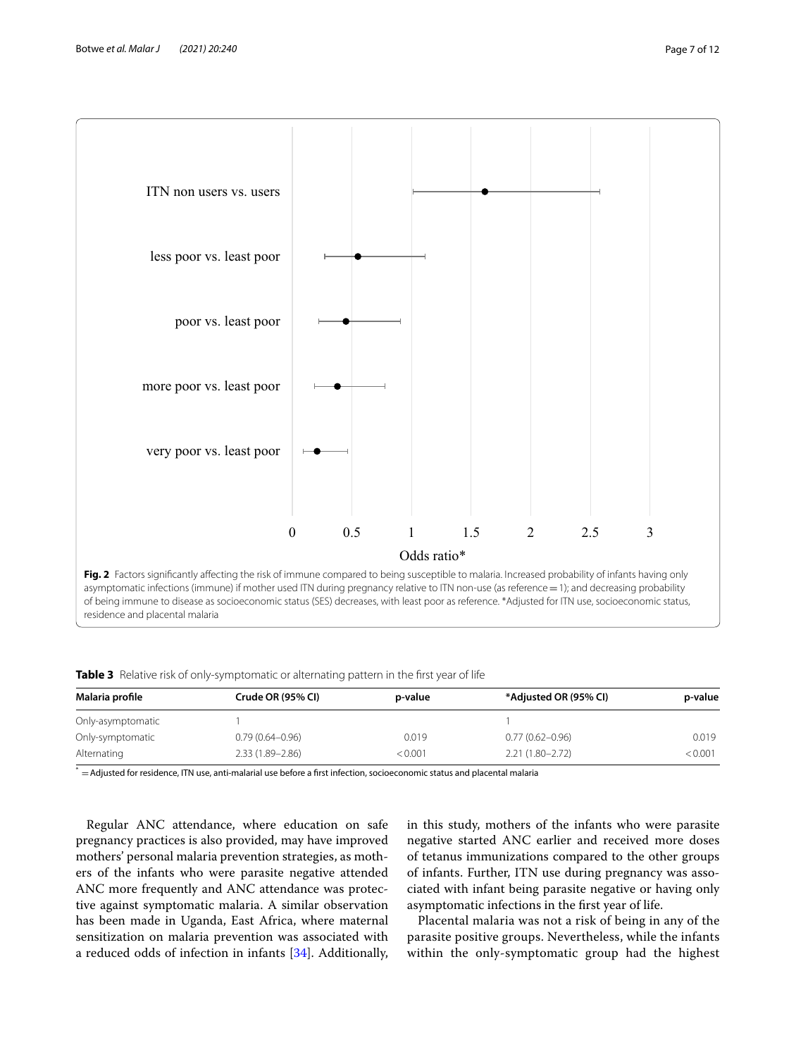**Fig. 2** Factors significantly affecting the risk of immune compared to being susceptible to malaria. Increased probability of infants having only asymptomatic infections (immune) if mother used ITN during pregnancy relative to ITN non-use (as reference = 1); and decreasing probability of being immune to disease as socioeconomic status (SES) decreases, with least poor as reference. *Adjusted for ITN use, socioeconomic status, residence and placental malaria

**Table 3** Relative risk of only-symptomatic or alternating pattern in the first year of life

| Malaria profile | Crude OR (95% CI) | p-value | *Adjusted OR (95% CI) | p-value |
|---|---|---|---|---|
| Only-asymptomatic | 1 | | 1 | |
| Only-symptomatic | 0.79 (0.64–0.96) | 0.019 | 0.77 (0.62–0.96) | 0.019 |
| Alternating | 2.33 (1.89–2.86) | < 0.001 | 2.21 (1.80–2.72) | < 0.001 |

* = Adjusted for residence, ITN use, anti-malarial use before a first infection, socioeconomic status and placental malaria

Regular ANC attendance, where education on safe pregnancy practices is also provided, may have improved mothers' personal malaria prevention strategies, as mothers of the infants who were parasite negative attended ANC more frequently and ANC attendance was protective against symptomatic malaria. A similar observation has been made in Uganda, East Africa, where maternal sensitization on malaria prevention was associated with a reduced odds of infection in infants [34]. Additionally, in this study, mothers of the infants who were parasite negative started ANC earlier and received more doses of tetanus immunizations compared to the other groups of infants. Further, ITN use during pregnancy was associated with infant being parasite negative or having only asymptomatic infections in the first year of life.

Placental malaria was not a risk of being in any of the parasite positive groups. Nevertheless, while the infants within the only-symptomatic group had the highest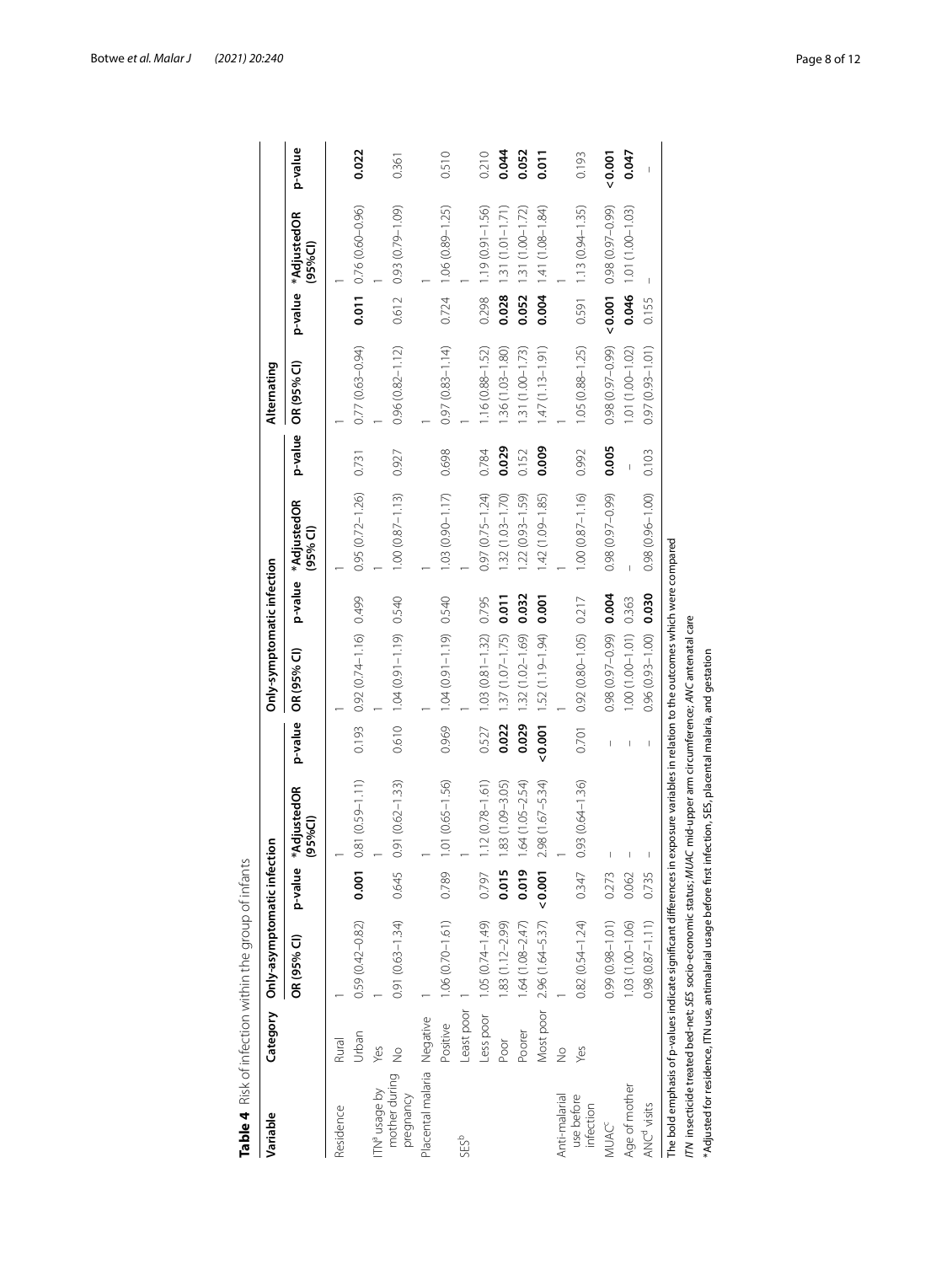**Table 4** Risk of infection within the group of infants

| Variable | Category | Only-asymptomatic infection | | | | Only-symptomatic infection | | | | Alternating | | | |
|---|---|---|---|---|---|---|---|---|---|---|---|---|---|
| | | OR (95% CI) | p-value | *AdjustedOR (95%CI) | p-value | OR (95% CI) | p-value | *AdjustedOR (95% CI) | p-value | OR (95% CI) | p-value | *AdjustedOR (95%CI) | p-value |
| Residence | Rural | 1 | | 1 | | 1 | | 1 | | 1 | | 1 | |
| | Urban | 0.59 (0.42–0.82) | **0.001** | 0.81 (0.59–1.11) | 0.193 | 0.92 (0.74–1.16) | 0.499 | 0.95 (0.72–1.26) | 0.731 | 0.77 (0.63–0.94) | **0.011** | 0.76 (0.60–0.96) | **0.022** |
| ITN[a] usage by mother during pregnancy | Yes | 1 | | 1 | | 1 | | 1 | | 1 | | 1 | |
| | No | 0.91 (0.63–1.34) | 0.645 | 0.91 (0.62–1.33) | 0.610 | 1.04 (0.91–1.19) | 0.540 | 1.00 (0.87–1.13) | 0.927 | 0.96 (0.82–1.12) | 0.612 | 0.93 (0.79–1.09) | 0.361 |
| Placental malaria | Negative | 1 | | 1 | | 1 | | 1 | | 1 | | 1 | |
| | Positive | 1.06 (0.70–1.61) | 0.789 | 1.01 (0.65–1.56) | 0.969 | 1.04 (0.91–1.19) | 0.540 | 1.03 (0.90–1.17) | 0.698 | 0.97 (0.83–1.14) | 0.724 | 1.06 (0.89–1.25) | 0.510 |
| SES[b] | Least poor | 1 | | 1 | | 1 | | 1 | | 1 | | 1 | |
| | Less poor | 1.05 (0.74–1.49) | 0.797 | 1.12 (0.78–1.61) | 0.527 | 1.03 (0.81–1.32) | 0.795 | 0.97 (0.75–1.24) | 0.784 | 1.16 (0.88–1.52) | 0.298 | 1.19 (0.91–1.56) | 0.210 |
| | Poor | 1.83 (1.12–2.99) | **0.015** | 1.83 (1.09–3.05) | **0.022** | 1.37 (1.07–1.75) | **0.011** | 1.32 (1.03–1.70) | **0.029** | 1.36 (1.03–1.80) | **0.028** | 1.31 (1.01–1.71) | **0.044** |
| | Poorer | 1.64 (1.08–2.47) | **0.019** | 1.64 (1.05–2.54) | **0.029** | 1.32 (1.02–1.69) | **0.032** | 1.22 (0.93–1.59) | 0.152 | 1.31 (1.00–1.73) | **0.052** | 1.31 (1.00–1.72) | **0.052** |
| | Most poor | 2.96 (1.64–5.37) | **< 0.001** | 2.98 (1.67–5.34) | **< 0.001** | 1.52 (1.19–1.94) | **0.001** | 1.42 (1.09–1.85) | **0.009** | 1.47 (1.13–1.91) | **0.004** | 1.41 (1.08–1.84) | **0.011** |
| Anti-malarial use before infection | No | 1 | | 1 | | 1 | | 1 | | 1 | | 1 | |
| | Yes | 0.82 (0.54–1.24) | 0.347 | 0.93 (0.64–1.36) | 0.701 | 0.92 (0.80–1.05) | 0.217 | 1.00 (0.87–1.16) | 0.992 | 1.05 (0.88–1.25) | 0.591 | 1.13 (0.94–1.35) | 0.193 |
| MUAC[c] | | 0.99 (0.98–1.01) | 0.273 | – | – | 0.98 (0.97–0.99) | **0.004** | 0.98 (0.97–0.99) | **0.005** | 0.98 (0.97–0.99) | **< 0.001** | 0.98 (0.97–0.99) | **< 0.001** |
| Age of mother | | 1.03 (1.00–1.06) | 0.062 | – | – | 1.00 (1.00–1.01) | 0.363 | – | – | 1.01 (1.00–1.02) | **0.046** | 1.01 (1.00–1.03) | **0.047** |
| ANC[d] visits | | 0.98 (0.87–1.11) | 0.735 | – | – | 0.96 (0.93–1.00) | **0.030** | 0.98 (0.96–1.00) | 0.103 | 0.97 (0.93–1.01) | 0.155 | – | – |

The bold emphasis of p-values indicate significant differences in exposure variables in relation to the outcomes which were compared

*ITN* insecticide treated bed-net; *SES* socio-economic status; *MUAC* mid-upper arm circumference; *ANC* antenatal care

*Adjusted for residence, ITN use, antimalarial usage before first infection, SES, placental malaria, and gestation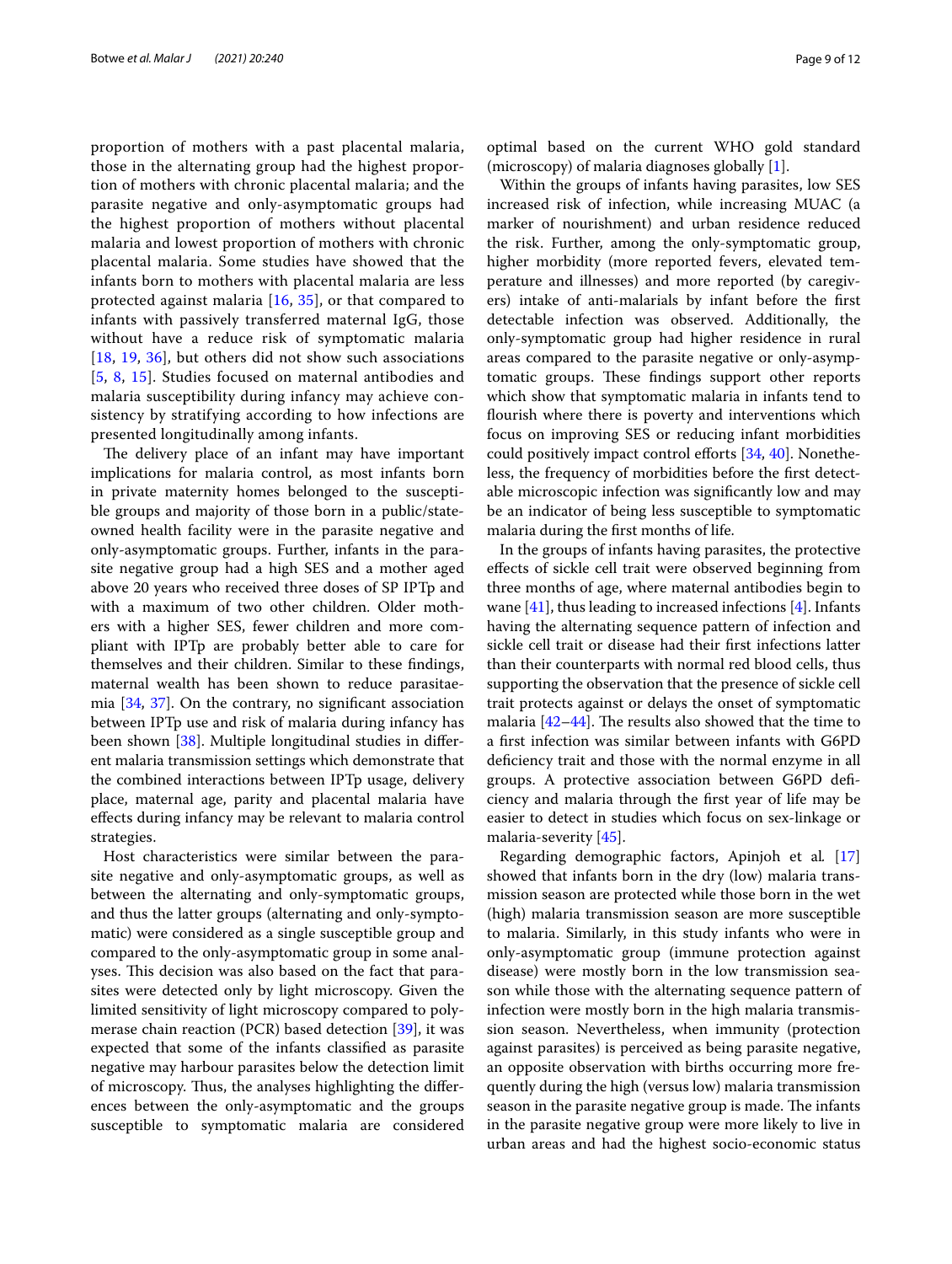proportion of mothers with a past placental malaria, those in the alternating group had the highest proportion of mothers with chronic placental malaria; and the parasite negative and only-asymptomatic groups had the highest proportion of mothers without placental malaria and lowest proportion of mothers with chronic placental malaria. Some studies have showed that the infants born to mothers with placental malaria are less protected against malaria [16, 35], or that compared to infants with passively transferred maternal IgG, those without have a reduce risk of symptomatic malaria [18, 19, 36], but others did not show such associations [5, 8, 15]. Studies focused on maternal antibodies and malaria susceptibility during infancy may achieve consistency by stratifying according to how infections are presented longitudinally among infants.

The delivery place of an infant may have important implications for malaria control, as most infants born in private maternity homes belonged to the susceptible groups and majority of those born in a public/state-owned health facility were in the parasite negative and only-asymptomatic groups. Further, infants in the parasite negative group had a high SES and a mother aged above 20 years who received three doses of SP IPTp and with a maximum of two other children. Older mothers with a higher SES, fewer children and more compliant with IPTp are probably better able to care for themselves and their children. Similar to these findings, maternal wealth has been shown to reduce parasitaemia [34, 37]. On the contrary, no significant association between IPTp use and risk of malaria during infancy has been shown [38]. Multiple longitudinal studies in different malaria transmission settings which demonstrate that the combined interactions between IPTp usage, delivery place, maternal age, parity and placental malaria have effects during infancy may be relevant to malaria control strategies.

Host characteristics were similar between the parasite negative and only-asymptomatic groups, as well as between the alternating and only-symptomatic groups, and thus the latter groups (alternating and only-symptomatic) were considered as a single susceptible group and compared to the only-asymptomatic group in some analyses. This decision was also based on the fact that parasites were detected only by light microscopy. Given the limited sensitivity of light microscopy compared to polymerase chain reaction (PCR) based detection [39], it was expected that some of the infants classified as parasite negative may harbour parasites below the detection limit of microscopy. Thus, the analyses highlighting the differences between the only-asymptomatic and the groups susceptible to symptomatic malaria are considered optimal based on the current WHO gold standard (microscopy) of malaria diagnoses globally [1].

Within the groups of infants having parasites, low SES increased risk of infection, while increasing MUAC (a marker of nourishment) and urban residence reduced the risk. Further, among the only-symptomatic group, higher morbidity (more reported fevers, elevated temperature and illnesses) and more reported (by caregivers) intake of anti-malarials by infant before the first detectable infection was observed. Additionally, the only-symptomatic group had higher residence in rural areas compared to the parasite negative or only-asymptomatic groups. These findings support other reports which show that symptomatic malaria in infants tend to flourish where there is poverty and interventions which focus on improving SES or reducing infant morbidities could positively impact control efforts [34, 40]. Nonetheless, the frequency of morbidities before the first detectable microscopic infection was significantly low and may be an indicator of being less susceptible to symptomatic malaria during the first months of life.

In the groups of infants having parasites, the protective effects of sickle cell trait were observed beginning from three months of age, where maternal antibodies begin to wane [41], thus leading to increased infections [4]. Infants having the alternating sequence pattern of infection and sickle cell trait or disease had their first infections latter than their counterparts with normal red blood cells, thus supporting the observation that the presence of sickle cell trait protects against or delays the onset of symptomatic malaria [42–44]. The results also showed that the time to a first infection was similar between infants with G6PD deficiency trait and those with the normal enzyme in all groups. A protective association between G6PD deficiency and malaria through the first year of life may be easier to detect in studies which focus on sex-linkage or malaria-severity [45].

Regarding demographic factors, Apinjoh et al. [17] showed that infants born in the dry (low) malaria transmission season are protected while those born in the wet (high) malaria transmission season are more susceptible to malaria. Similarly, in this study infants who were in only-asymptomatic group (immune protection against disease) were mostly born in the low transmission season while those with the alternating sequence pattern of infection were mostly born in the high malaria transmission season. Nevertheless, when immunity (protection against parasites) is perceived as being parasite negative, an opposite observation with births occurring more frequently during the high (versus low) malaria transmission season in the parasite negative group is made. The infants in the parasite negative group were more likely to live in urban areas and had the highest socio-economic status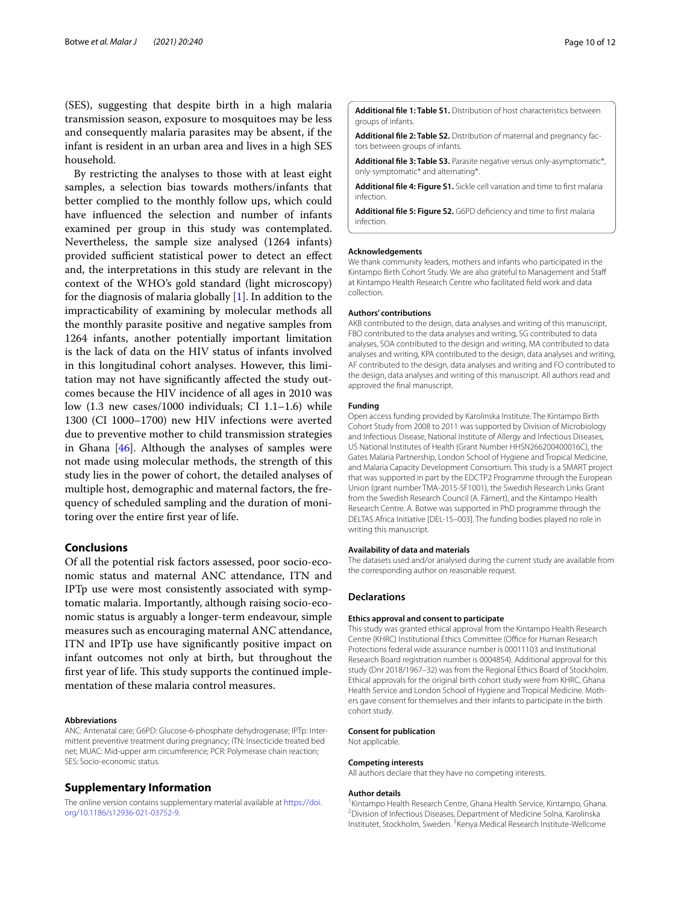(SES), suggesting that despite birth in a high malaria transmission season, exposure to mosquitoes may be less and consequently malaria parasites may be absent, if the infant is resident in an urban area and lives in a high SES household.

By restricting the analyses to those with at least eight samples, a selection bias towards mothers/infants that better complied to the monthly follow ups, which could have influenced the selection and number of infants examined per group in this study was contemplated. Nevertheless, the sample size analysed (1264 infants) provided sufficient statistical power to detect an effect and, the interpretations in this study are relevant in the context of the WHO's gold standard (light microscopy) for the diagnosis of malaria globally [1]. In addition to the impracticability of examining by molecular methods all the monthly parasite positive and negative samples from 1264 infants, another potentially important limitation is the lack of data on the HIV status of infants involved in this longitudinal cohort analyses. However, this limitation may not have significantly affected the study outcomes because the HIV incidence of all ages in 2010 was low (1.3 new cases/1000 individuals; CI 1.1–1.6) while 1300 (CI 1000–1700) new HIV infections were averted due to preventive mother to child transmission strategies in Ghana [46]. Although the analyses of samples were not made using molecular methods, the strength of this study lies in the power of cohort, the detailed analyses of multiple host, demographic and maternal factors, the frequency of scheduled sampling and the duration of monitoring over the entire first year of life.

## Conclusions

Of all the potential risk factors assessed, poor socio-economic status and maternal ANC attendance, ITN and IPTp use were most consistently associated with symptomatic malaria. Importantly, although raising socio-economic status is arguably a longer-term endeavour, simple measures such as encouraging maternal ANC attendance, ITN and IPTp use have significantly positive impact on infant outcomes not only at birth, but throughout the first year of life. This study supports the continued implementation of these malaria control measures.

#### Abbreviations

ANC: Antenatal care; G6PD: Glucose-6-phosphate dehydrogenase; IPTp: Intermittent preventive treatment during pregnancy; ITN: Insecticide treated bed net; MUAC: Mid-upper arm circumference; PCR: Polymerase chain reaction; SES: Socio-economic status.

## Supplementary Information

The online version contains supplementary material available at https://doi.org/10.1186/s12936-021-03752-9.

**Additional file 1: Table S1.** Distribution of host characteristics between groups of infants.

**Additional file 2: Table S2.** Distribution of maternal and pregnancy factors between groups of infants.

**Additional file 3: Table S3.** Parasite negative versus only-asymptomatic*, only-symptomatic* and alternating*.

**Additional file 4: Figure S1.** Sickle cell variation and time to first malaria infection.

**Additional file 5: Figure S2.** G6PD deficiency and time to first malaria infection.

#### Acknowledgements

We thank community leaders, mothers and infants who participated in the Kintampo Birth Cohort Study. We are also grateful to Management and Staff at Kintampo Health Research Centre who facilitated field work and data collection.

#### Authors' contributions

AKB contributed to the design, data analyses and writing of this manuscript, FBO contributed to the data analyses and writing, SG contributed to data analyses, SOA contributed to the design and writing, MA contributed to data analyses and writing, KPA contributed to the design, data analyses and writing, AF contributed to the design, data analyses and writing and FO contributed to the design, data analyses and writing of this manuscript. All authors read and approved the final manuscript.

#### Funding

Open access funding provided by Karolinska Institute. The Kintampo Birth Cohort Study from 2008 to 2011 was supported by Division of Microbiology and Infectious Disease, National Institute of Allergy and Infectious Diseases, US National Institutes of Health (Grant Number HHSN266200400016C), the Gates Malaria Partnership, London School of Hygiene and Tropical Medicine, and Malaria Capacity Development Consortium. This study is a SMART project that was supported in part by the EDCTP2 Programme through the European Union (grant number TMA-2015-SF1001), the Swedish Research Links Grant from the Swedish Research Council (A. Färnert), and the Kintampo Health Research Centre. A. Botwe was supported in PhD programme through the DELTAS Africa Initiative [DEL-15–003]. The funding bodies played no role in writing this manuscript.

#### Availability of data and materials

The datasets used and/or analysed during the current study are available from the corresponding author on reasonable request.

## Declarations

#### Ethics approval and consent to participate

This study was granted ethical approval from the Kintampo Health Research Centre (KHRC) Institutional Ethics Committee (Office for Human Research Protections federal wide assurance number is 00011103 and Institutional Research Board registration number is 0004854). Additional approval for this study (Dnr 2018/1967–32) was from the Regional Ethics Board of Stockholm. Ethical approvals for the original birth cohort study were from KHRC, Ghana Health Service and London School of Hygiene and Tropical Medicine. Mothers gave consent for themselves and their infants to participate in the birth cohort study.

#### Consent for publication

Not applicable.

#### Competing interests

All authors declare that they have no competing interests.

#### Author details

[1] Kintampo Health Research Centre, Ghana Health Service, Kintampo, Ghana. [2] Division of Infectious Diseases, Department of Medicine Solna, Karolinska Institutet, Stockholm, Sweden. [3] Kenya Medical Research Institute-Wellcome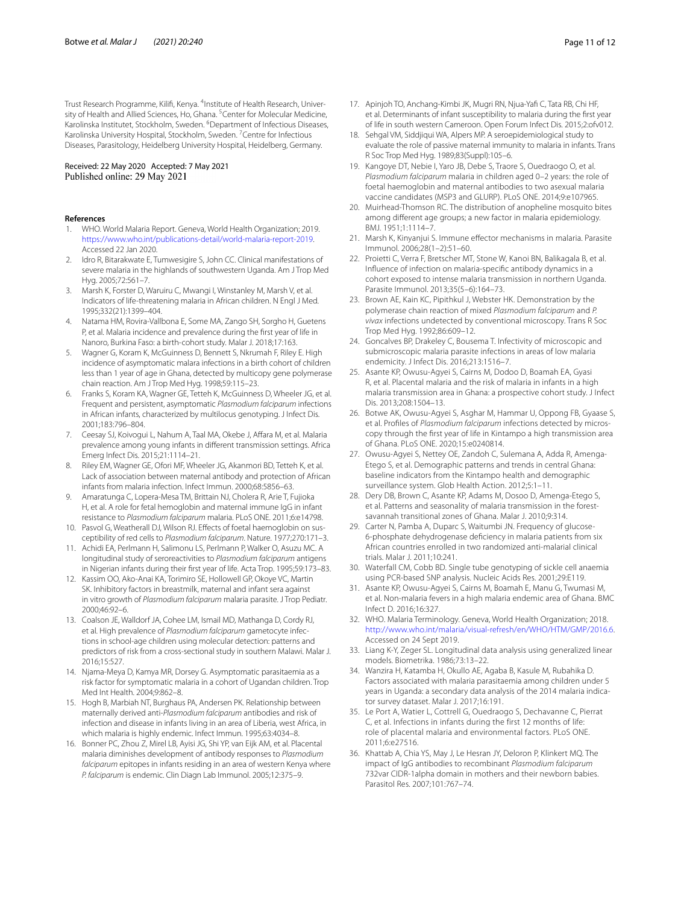Trust Research Programme, Kilifi, Kenya. [4]Institute of Health Research, University of Health and Allied Sciences, Ho, Ghana. [5]Center for Molecular Medicine, Karolinska Institutet, Stockholm, Sweden. [6]Department of Infectious Diseases, Karolinska University Hospital, Stockholm, Sweden. [7]Centre for Infectious Diseases, Parasitology, Heidelberg University Hospital, Heidelberg, Germany.

Received: 22 May 2020 Accepted: 7 May 2021
Published online: 29 May 2021

## References

1. WHO. World Malaria Report. Geneva, World Health Organization; 2019. https://www.who.int/publications-detail/world-malaria-report-2019. Accessed 22 Jan 2020.
2. Idro R, Bitarakwate E, Tumwesigire S, John CC. Clinical manifestations of severe malaria in the highlands of southwestern Uganda. Am J Trop Med Hyg. 2005;72:561–7.
3. Marsh K, Forster D, Waruiru C, Mwangi I, Winstanley M, Marsh V, et al. Indicators of life-threatening malaria in African children. N Engl J Med. 1995;332(21):1399–404.
4. Natama HM, Rovira-Vallbona E, Some MA, Zango SH, Sorgho H, Guetens P, et al. Malaria incidence and prevalence during the first year of life in Nanoro, Burkina Faso: a birth-cohort study. Malar J. 2018;17:163.
5. Wagner G, Koram K, McGuinness D, Bennett S, Nkrumah F, Riley E. High incidence of asymptomatic malara infections in a birth cohort of children less than 1 year of age in Ghana, detected by multicopy gene polymerase chain reaction. Am J Trop Med Hyg. 1998;59:115–23.
6. Franks S, Koram KA, Wagner GE, Tetteh K, McGuinness D, Wheeler JG, et al. Frequent and persistent, asymptomatic *Plasmodium falciparum* infections in African infants, characterized by multilocus genotyping. J Infect Dis. 2001;183:796–804.
7. Ceesay SJ, Koivogui L, Nahum A, Taal MA, Okebe J, Affara M, et al. Malaria prevalence among young infants in different transmission settings. Africa Emerg Infect Dis. 2015;21:1114–21.
8. Riley EM, Wagner GE, Ofori MF, Wheeler JG, Akanmori BD, Tetteh K, et al. Lack of association between maternal antibody and protection of African infants from malaria infection. Infect Immun. 2000;68:5856–63.
9. Amaratunga C, Lopera-Mesa TM, Brittain NJ, Cholera R, Arie T, Fujioka H, et al. A role for fetal hemoglobin and maternal immune IgG in infant resistance to *Plasmodium falciparum* malaria. PLoS ONE. 2011;6:e14798.
10. Pasvol G, Weatherall DJ, Wilson RJ. Effects of foetal haemoglobin on susceptibility of red cells to *Plasmodium falciparum*. Nature. 1977;270:171–3.
11. Achidi EA, Perlmann H, Salimonu LS, Perlmann P, Walker O, Asuzu MC. A longitudinal study of seroreactivities to *Plasmodium falciparum* antigens in Nigerian infants during their first year of life. Acta Trop. 1995;59:173–83.
12. Kassim OO, Ako-Anai KA, Torimiro SE, Hollowell GP, Okoye VC, Martin SK. Inhibitory factors in breastmilk, maternal and infant sera against in vitro growth of *Plasmodium falciparum* malaria parasite. J Trop Pediatr. 2000;46:92–6.
13. Coalson JE, Walldorf JA, Cohee LM, Ismail MD, Mathanga D, Cordy RJ, et al. High prevalence of *Plasmodium falciparum* gametocyte infections in school-age children using molecular detection: patterns and predictors of risk from a cross-sectional study in southern Malawi. Malar J. 2016;15:527.
14. Njama-Meya D, Kamya MR, Dorsey G. Asymptomatic parasitaemia as a risk factor for symptomatic malaria in a cohort of Ugandan children. Trop Med Int Health. 2004;9:862–8.
15. Hogh B, Marbiah NT, Burghaus PA, Andersen PK. Relationship between maternally derived anti-*Plasmodium falciparum* antibodies and risk of infection and disease in infants living in an area of Liberia, west Africa, in which malaria is highly endemic. Infect Immun. 1995;63:4034–8.
16. Bonner PC, Zhou Z, Mirel LB, Ayisi JG, Shi YP, van Eijk AM, et al. Placental malaria diminishes development of antibody responses to *Plasmodium falciparum* epitopes in infants residing in an area of western Kenya where *P. falciparum* is endemic. Clin Diagn Lab Immunol. 2005;12:375–9.
17. Apinjoh TO, Anchang-Kimbi JK, Mugri RN, Njua-Yafi C, Tata RB, Chi HF, et al. Determinants of infant susceptibility to malaria during the first year of life in south western Cameroon. Open Forum Infect Dis. 2015;2:ofv012.
18. Sehgal VM, Siddjiqui WA, Alpers MP. A seroepidemiological study to evaluate the role of passive maternal immunity to malaria in infants. Trans R Soc Trop Med Hyg. 1989;83(Suppl):105–6.
19. Kangoye DT, Nebie I, Yaro JB, Debe S, Traore S, Ouedraogo O, et al. *Plasmodium falciparum* malaria in children aged 0–2 years: the role of foetal haemoglobin and maternal antibodies to two asexual malaria vaccine candidates (MSP3 and GLURP). PLoS ONE. 2014;9:e107965.
20. Muirhead-Thomson RC. The distribution of anopheline mosquito bites among different age groups; a new factor in malaria epidemiology. BMJ. 1951;1:1114–7.
21. Marsh K, Kinyanjui S. Immune effector mechanisms in malaria. Parasite Immunol. 2006;28(1–2):51–60.
22. Proietti C, Verra F, Bretscher MT, Stone W, Kanoi BN, Balikagala B, et al. Influence of infection on malaria-specific antibody dynamics in a cohort exposed to intense malaria transmission in northern Uganda. Parasite Immunol. 2013;35(5–6):164–73.
23. Brown AE, Kain KC, Pipithkul J, Webster HK. Demonstration by the polymerase chain reaction of mixed *Plasmodium falciparum* and *P. vivax* infections undetected by conventional microscopy. Trans R Soc Trop Med Hyg. 1992;86:609–12.
24. Goncalves BP, Drakeley C, Bousema T. Infectivity of microscopic and submicroscopic malaria parasite infections in areas of low malaria endemicity. J Infect Dis. 2016;213:1516–7.
25. Asante KP, Owusu-Agyei S, Cairns M, Dodoo D, Boamah EA, Gyasi R, et al. Placental malaria and the risk of malaria in infants in a high malaria transmission area in Ghana: a prospective cohort study. J Infect Dis. 2013;208:1504–13.
26. Botwe AK, Owusu-Agyei S, Asghar M, Hammar U, Oppong FB, Gyaase S, et al. Profiles of *Plasmodium falciparum* infections detected by microscopy through the first year of life in Kintampo a high transmission area of Ghana. PLoS ONE. 2020;15:e0240814.
27. Owusu-Agyei S, Nettey OE, Zandoh C, Sulemana A, Adda R, Amenga-Etego S, et al. Demographic patterns and trends in central Ghana: baseline indicators from the Kintampo health and demographic surveillance system. Glob Health Action. 2012;5:1–11.
28. Dery DB, Brown C, Asante KP, Adams M, Dosoo D, Amenga-Etego S, et al. Patterns and seasonality of malaria transmission in the forest-savannah transitional zones of Ghana. Malar J. 2010;9:314.
29. Carter N, Pamba A, Duparc S, Waitumbi JN. Frequency of glucose-6-phosphate dehydrogenase deficiency in malaria patients from six African countries enrolled in two randomized anti-malarial clinical trials. Malar J. 2011;10:241.
30. Waterfall CM, Cobb BD. Single tube genotyping of sickle cell anaemia using PCR-based SNP analysis. Nucleic Acids Res. 2001;29:E119.
31. Asante KP, Owusu-Agyei S, Cairns M, Boamah E, Manu G, Twumasi M, et al. Non-malaria fevers in a high malaria endemic area of Ghana. BMC Infect D. 2016;16:327.
32. WHO. Malaria Terminology. Geneva, World Health Organization; 2018. http://www.who.int/malaria/visual-refresh/en/WHO/HTM/GMP/2016.6. Accessed on 24 Sept 2019.
33. Liang K-Y, Zeger SL. Longitudinal data analysis using generalized linear models. Biometrika. 1986;73:13–22.
34. Wanzira H, Katamba H, Okullo AE, Agaba B, Kasule M, Rubahika D. Factors associated with malaria parasitaemia among children under 5 years in Uganda: a secondary data analysis of the 2014 malaria indicator survey dataset. Malar J. 2017;16:191.
35. Le Port A, Watier L, Cottrell G, Ouedraogo S, Dechavanne C, Pierrat C, et al. Infections in infants during the first 12 months of life: role of placental malaria and environmental factors. PLoS ONE. 2011;6:e27516.
36. Khattab A, Chia YS, May J, Le Hesran JY, Deloron P, Klinkert MQ. The impact of IgG antibodies to recombinant *Plasmodium falciparum* 732var CIDR-1alpha domain in mothers and their newborn babies. Parasitol Res. 2007;101:767–74.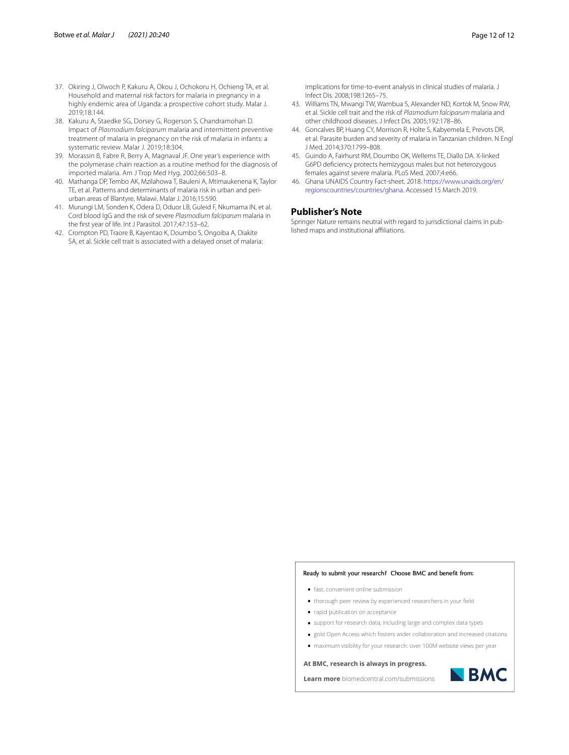37. Okiring J, Olwoch P, Kakuru A, Okou J, Ochokoru H, Ochieng TA, et al. Household and maternal risk factors for malaria in pregnancy in a highly endemic area of Uganda: a prospective cohort study. Malar J. 2019;18:144.
38. Kakuru A, Staedke SG, Dorsey G, Rogerson S, Chandramohan D. Impact of *Plasmodium falciparum* malaria and intermittent preventive treatment of malaria in pregnancy on the risk of malaria in infants: a systematic review. Malar J. 2019;18:304.
39. Morassin B, Fabre R, Berry A, Magnaval JF. One year's experience with the polymerase chain reaction as a routine method for the diagnosis of imported malaria. Am J Trop Med Hyg. 2002;66:503–8.
40. Mathanga DP, Tembo AK, Mzilahowa T, Bauleni A, Mtimaukenena K, Taylor TE, et al. Patterns and determinants of malaria risk in urban and peri-urban areas of Blantyre, Malawi. Malar J. 2016;15:590.
41. Murungi LM, Sonden K, Odera D, Oduor LB, Guleid F, Nkumama IN, et al. Cord blood IgG and the risk of severe *Plasmodium falciparum* malaria in the first year of life. Int J Parasitol. 2017;47:153–62.
42. Crompton PD, Traore B, Kayentao K, Doumbo S, Ongoiba A, Diakite SA, et al. Sickle cell trait is associated with a delayed onset of malaria: implications for time-to-event analysis in clinical studies of malaria. J Infect Dis. 2008;198:1265–75.
43. Williams TN, Mwangi TW, Wambua S, Alexander ND, Kortok M, Snow RW, et al. Sickle cell trait and the risk of *Plasmodium falciparum* malaria and other childhood diseases. J Infect Dis. 2005;192:178–86.
44. Goncalves BP, Huang CY, Morrison R, Holte S, Kabyemela E, Prevots DR, et al. Parasite burden and severity of malaria in Tanzanian children. N Engl J Med. 2014;370:1799–808.
45. Guindo A, Fairhurst RM, Doumbo OK, Wellems TE, Diallo DA. X-linked G6PD deficiency protects hemizygous males but not heterozygous females against severe malaria. PLoS Med. 2007;4:e66.
46. Ghana UNAIDS Country Fact-sheet. 2018. https://www.unaids.org/en/regionscountries/countries/ghana. Accessed 15 March 2019.

## Publisher's Note

Springer Nature remains neutral with regard to jurisdictional claims in published maps and institutional affiliations.

Ready to submit your research? Choose BMC and benefit from:

- fast, convenient online submission
- thorough peer review by experienced researchers in your field
- rapid publication on acceptance
- support for research data, including large and complex data types
- gold Open Access which fosters wider collaboration and increased citations
- maximum visibility for your research: over 100M website views per year

**At BMC, research is always in progress.**

**Learn more** biomedcentral.com/submissions

BMC